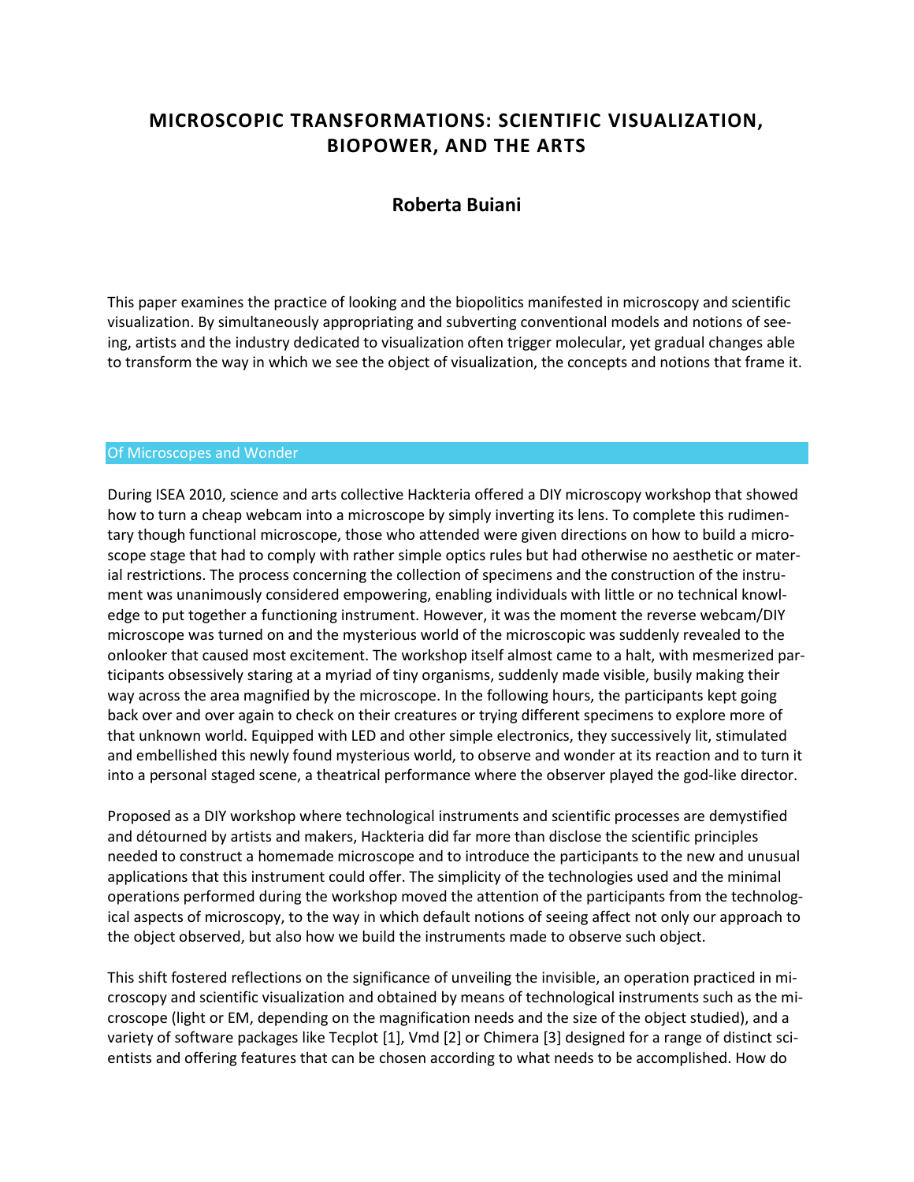# MICROSCOPIC TRANSFORMATIONS: SCIENTIFIC VISUALIZATION, BIOPOWER, AND THE ARTS

## Roberta Buiani

This paper examines the practice of looking and the biopolitics manifested in microscopy and scientific visualization. By simultaneously appropriating and subverting conventional models and notions of seeing, artists and the industry dedicated to visualization often trigger molecular, yet gradual changes able to transform the way in which we see the object of visualization, the concepts and notions that frame it.

## Of Microscopes and Wonder

During ISEA 2010, science and arts collective Hackteria offered a DIY microscopy workshop that showed how to turn a cheap webcam into a microscope by simply inverting its lens. To complete this rudimentary though functional microscope, those who attended were given directions on how to build a microscope stage that had to comply with rather simple optics rules but had otherwise no aesthetic or material restrictions. The process concerning the collection of specimens and the construction of the instrument was unanimously considered empowering, enabling individuals with little or no technical knowledge to put together a functioning instrument. However, it was the moment the reverse webcam/DIY microscope was turned on and the mysterious world of the microscopic was suddenly revealed to the onlooker that caused most excitement. The workshop itself almost came to a halt, with mesmerized participants obsessively staring at a myriad of tiny organisms, suddenly made visible, busily making their way across the area magnified by the microscope. In the following hours, the participants kept going back over and over again to check on their creatures or trying different specimens to explore more of that unknown world. Equipped with LED and other simple electronics, they successively lit, stimulated and embellished this newly found mysterious world, to observe and wonder at its reaction and to turn it into a personal staged scene, a theatrical performance where the observer played the god-like director.

Proposed as a DIY workshop where technological instruments and scientific processes are demystified and détourned by artists and makers, Hackteria did far more than disclose the scientific principles needed to construct a homemade microscope and to introduce the participants to the new and unusual applications that this instrument could offer. The simplicity of the technologies used and the minimal operations performed during the workshop moved the attention of the participants from the technological aspects of microscopy, to the way in which default notions of seeing affect not only our approach to the object observed, but also how we build the instruments made to observe such object.

This shift fostered reflections on the significance of unveiling the invisible, an operation practiced in microscopy and scientific visualization and obtained by means of technological instruments such as the microscope (light or EM, depending on the magnification needs and the size of the object studied), and a variety of software packages like Tecplot [1], Vmd [2] or Chimera [3] designed for a range of distinct scientists and offering features that can be chosen according to what needs to be accomplished. How do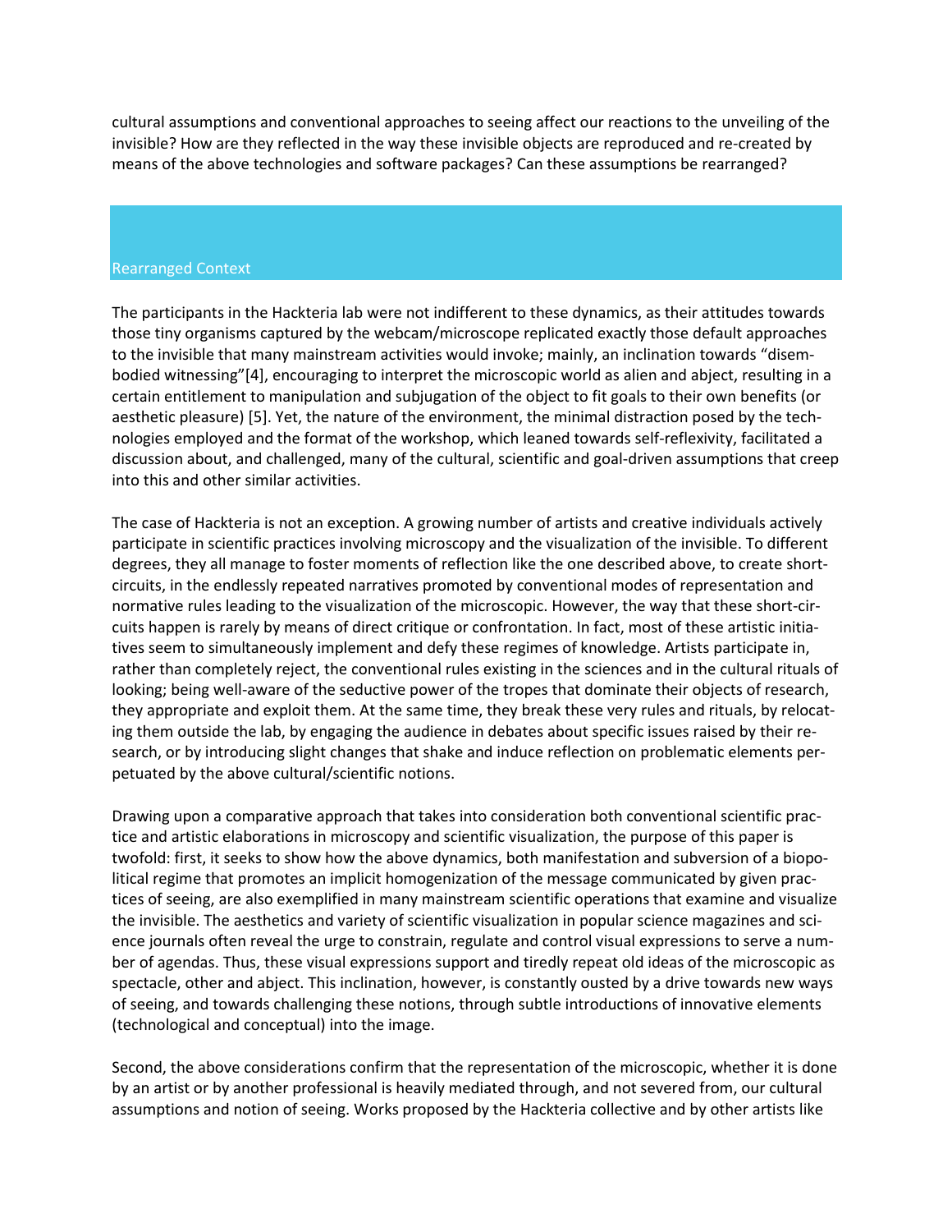cultural assumptions and conventional approaches to seeing affect our reactions to the unveiling of the invisible? How are they reflected in the way these invisible objects are reproduced and re-created by means of the above technologies and software packages? Can these assumptions be rearranged?

## Rearranged Context

The participants in the Hackteria lab were not indifferent to these dynamics, as their attitudes towards those tiny organisms captured by the webcam/microscope replicated exactly those default approaches to the invisible that many mainstream activities would invoke; mainly, an inclination towards "disembodied witnessing"[4], encouraging to interpret the microscopic world as alien and abject, resulting in a certain entitlement to manipulation and subjugation of the object to fit goals to their own benefits (or aesthetic pleasure) [5]. Yet, the nature of the environment, the minimal distraction posed by the technologies employed and the format of the workshop, which leaned towards self-reflexivity, facilitated a discussion about, and challenged, many of the cultural, scientific and goal-driven assumptions that creep into this and other similar activities.

The case of Hackteria is not an exception. A growing number of artists and creative individuals actively participate in scientific practices involving microscopy and the visualization of the invisible. To different degrees, they all manage to foster moments of reflection like the one described above, to create short-circuits, in the endlessly repeated narratives promoted by conventional modes of representation and normative rules leading to the visualization of the microscopic. However, the way that these short-circuits happen is rarely by means of direct critique or confrontation. In fact, most of these artistic initiatives seem to simultaneously implement and defy these regimes of knowledge. Artists participate in, rather than completely reject, the conventional rules existing in the sciences and in the cultural rituals of looking; being well-aware of the seductive power of the tropes that dominate their objects of research, they appropriate and exploit them. At the same time, they break these very rules and rituals, by relocating them outside the lab, by engaging the audience in debates about specific issues raised by their research, or by introducing slight changes that shake and induce reflection on problematic elements perpetuated by the above cultural/scientific notions.

Drawing upon a comparative approach that takes into consideration both conventional scientific practice and artistic elaborations in microscopy and scientific visualization, the purpose of this paper is twofold: first, it seeks to show how the above dynamics, both manifestation and subversion of a biopolitical regime that promotes an implicit homogenization of the message communicated by given practices of seeing, are also exemplified in many mainstream scientific operations that examine and visualize the invisible. The aesthetics and variety of scientific visualization in popular science magazines and science journals often reveal the urge to constrain, regulate and control visual expressions to serve a number of agendas. Thus, these visual expressions support and tiredly repeat old ideas of the microscopic as spectacle, other and abject. This inclination, however, is constantly ousted by a drive towards new ways of seeing, and towards challenging these notions, through subtle introductions of innovative elements (technological and conceptual) into the image.

Second, the above considerations confirm that the representation of the microscopic, whether it is done by an artist or by another professional is heavily mediated through, and not severed from, our cultural assumptions and notion of seeing. Works proposed by the Hackteria collective and by other artists like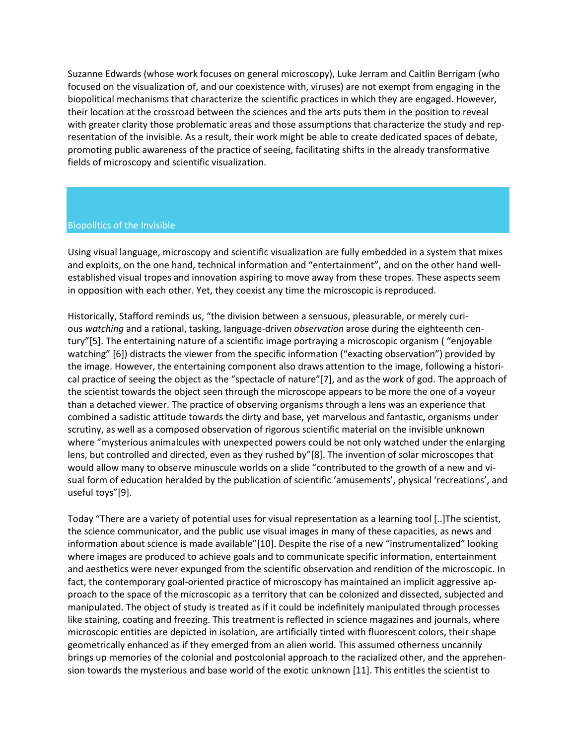Suzanne Edwards (whose work focuses on general microscopy), Luke Jerram and Caitlin Berrigam (who focused on the visualization of, and our coexistence with, viruses) are not exempt from engaging in the biopolitical mechanisms that characterize the scientific practices in which they are engaged. However, their location at the crossroad between the sciences and the arts puts them in the position to reveal with greater clarity those problematic areas and those assumptions that characterize the study and representation of the invisible. As a result, their work might be able to create dedicated spaces of debate, promoting public awareness of the practice of seeing, facilitating shifts in the already transformative fields of microscopy and scientific visualization.

## Biopolitics of the Invisible

Using visual language, microscopy and scientific visualization are fully embedded in a system that mixes and exploits, on the one hand, technical information and "entertainment", and on the other hand well-established visual tropes and innovation aspiring to move away from these tropes. These aspects seem in opposition with each other. Yet, they coexist any time the microscopic is reproduced.

Historically, Stafford reminds us, "the division between a sensuous, pleasurable, or merely curious *watching* and a rational, tasking, language-driven *observation* arose during the eighteenth century"[5]. The entertaining nature of a scientific image portraying a microscopic organism ( "enjoyable watching" [6]) distracts the viewer from the specific information ("exacting observation") provided by the image. However, the entertaining component also draws attention to the image, following a historical practice of seeing the object as the "spectacle of nature"[7], and as the work of god. The approach of the scientist towards the object seen through the microscope appears to be more the one of a voyeur than a detached viewer. The practice of observing organisms through a lens was an experience that combined a sadistic attitude towards the dirty and base, yet marvelous and fantastic, organisms under scrutiny, as well as a composed observation of rigorous scientific material on the invisible unknown where "mysterious animalcules with unexpected powers could be not only watched under the enlarging lens, but controlled and directed, even as they rushed by"[8]. The invention of solar microscopes that would allow many to observe minuscule worlds on a slide "contributed to the growth of a new and visual form of education heralded by the publication of scientific 'amusements', physical 'recreations', and useful toys"[9].

Today "There are a variety of potential uses for visual representation as a learning tool [..]The scientist, the science communicator, and the public use visual images in many of these capacities, as news and information about science is made available"[10]. Despite the rise of a new "instrumentalized" looking where images are produced to achieve goals and to communicate specific information, entertainment and aesthetics were never expunged from the scientific observation and rendition of the microscopic. In fact, the contemporary goal-oriented practice of microscopy has maintained an implicit aggressive approach to the space of the microscopic as a territory that can be colonized and dissected, subjected and manipulated. The object of study is treated as if it could be indefinitely manipulated through processes like staining, coating and freezing. This treatment is reflected in science magazines and journals, where microscopic entities are depicted in isolation, are artificially tinted with fluorescent colors, their shape geometrically enhanced as if they emerged from an alien world. This assumed otherness uncannily brings up memories of the colonial and postcolonial approach to the racialized other, and the apprehension towards the mysterious and base world of the exotic unknown [11]. This entitles the scientist to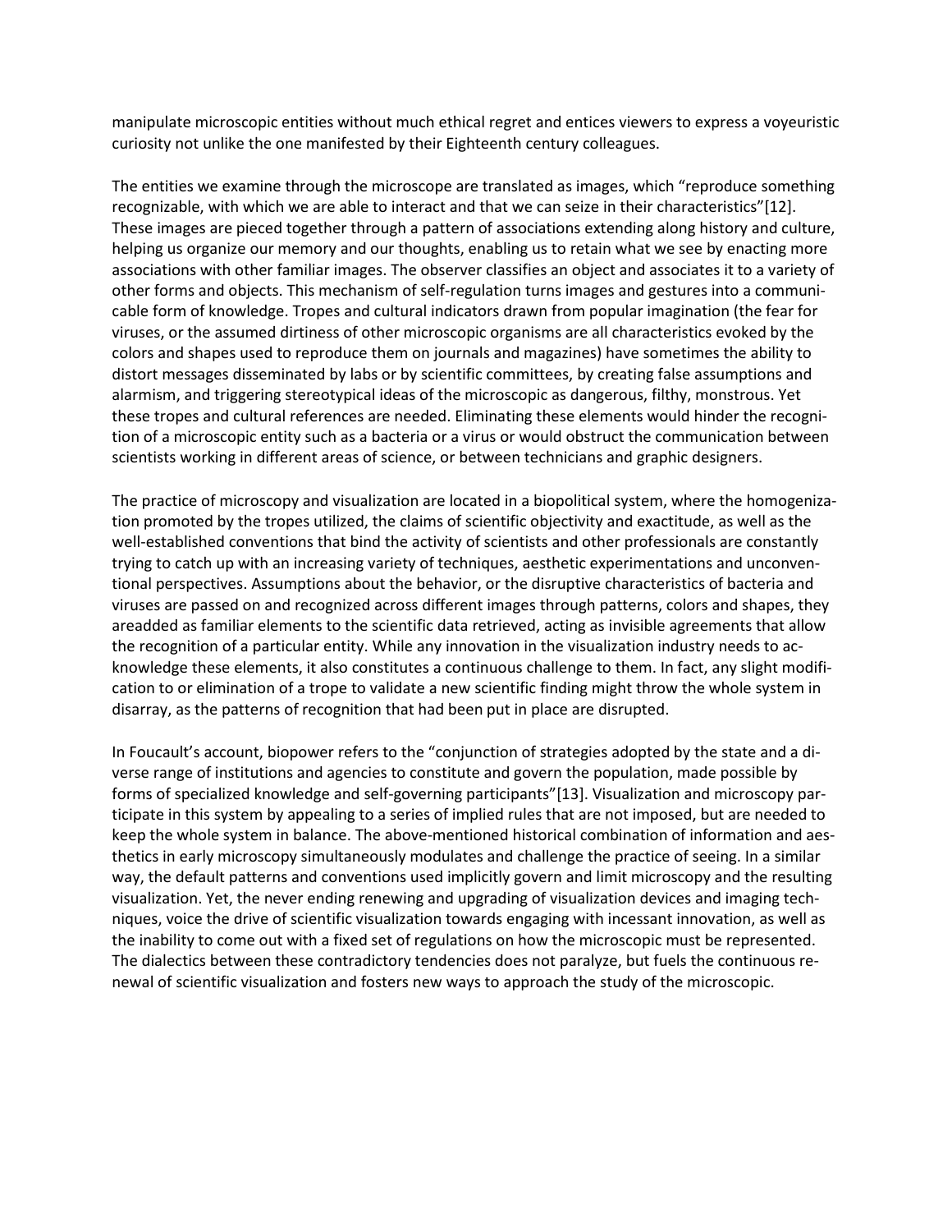manipulate microscopic entities without much ethical regret and entices viewers to express a voyeuristic curiosity not unlike the one manifested by their Eighteenth century colleagues.

The entities we examine through the microscope are translated as images, which "reproduce something recognizable, with which we are able to interact and that we can seize in their characteristics"[12]. These images are pieced together through a pattern of associations extending along history and culture, helping us organize our memory and our thoughts, enabling us to retain what we see by enacting more associations with other familiar images. The observer classifies an object and associates it to a variety of other forms and objects. This mechanism of self-regulation turns images and gestures into a communicable form of knowledge. Tropes and cultural indicators drawn from popular imagination (the fear for viruses, or the assumed dirtiness of other microscopic organisms are all characteristics evoked by the colors and shapes used to reproduce them on journals and magazines) have sometimes the ability to distort messages disseminated by labs or by scientific committees, by creating false assumptions and alarmism, and triggering stereotypical ideas of the microscopic as dangerous, filthy, monstrous. Yet these tropes and cultural references are needed. Eliminating these elements would hinder the recognition of a microscopic entity such as a bacteria or a virus or would obstruct the communication between scientists working in different areas of science, or between technicians and graphic designers.

The practice of microscopy and visualization are located in a biopolitical system, where the homogenization promoted by the tropes utilized, the claims of scientific objectivity and exactitude, as well as the well-established conventions that bind the activity of scientists and other professionals are constantly trying to catch up with an increasing variety of techniques, aesthetic experimentations and unconventional perspectives. Assumptions about the behavior, or the disruptive characteristics of bacteria and viruses are passed on and recognized across different images through patterns, colors and shapes, they areadded as familiar elements to the scientific data retrieved, acting as invisible agreements that allow the recognition of a particular entity. While any innovation in the visualization industry needs to acknowledge these elements, it also constitutes a continuous challenge to them. In fact, any slight modification to or elimination of a trope to validate a new scientific finding might throw the whole system in disarray, as the patterns of recognition that had been put in place are disrupted.

In Foucault's account, biopower refers to the "conjunction of strategies adopted by the state and a diverse range of institutions and agencies to constitute and govern the population, made possible by forms of specialized knowledge and self-governing participants"[13]. Visualization and microscopy participate in this system by appealing to a series of implied rules that are not imposed, but are needed to keep the whole system in balance. The above-mentioned historical combination of information and aesthetics in early microscopy simultaneously modulates and challenge the practice of seeing. In a similar way, the default patterns and conventions used implicitly govern and limit microscopy and the resulting visualization. Yet, the never ending renewing and upgrading of visualization devices and imaging techniques, voice the drive of scientific visualization towards engaging with incessant innovation, as well as the inability to come out with a fixed set of regulations on how the microscopic must be represented. The dialectics between these contradictory tendencies does not paralyze, but fuels the continuous renewal of scientific visualization and fosters new ways to approach the study of the microscopic.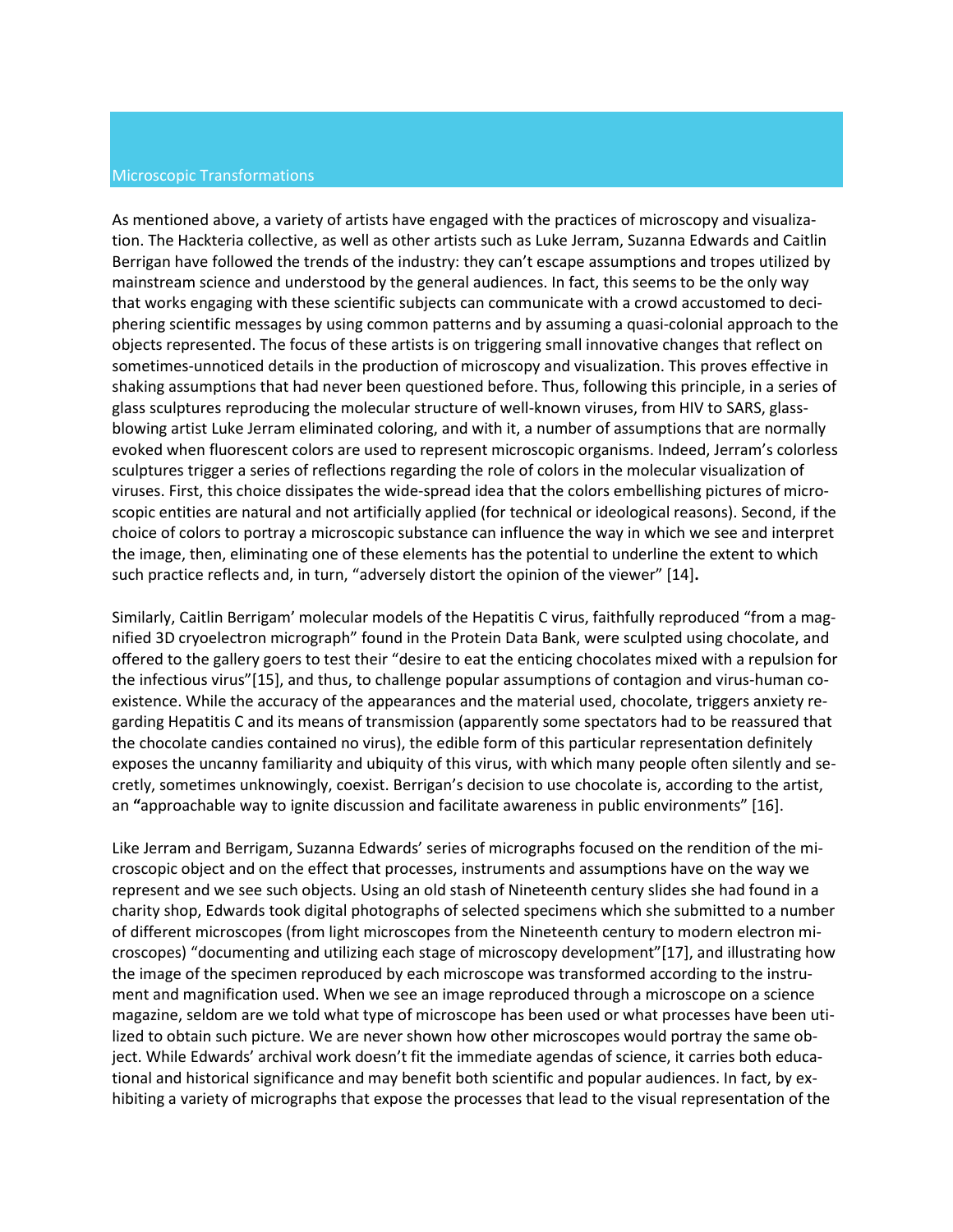## Microscopic Transformations

As mentioned above, a variety of artists have engaged with the practices of microscopy and visualization. The Hackteria collective, as well as other artists such as Luke Jerram, Suzanna Edwards and Caitlin Berrigan have followed the trends of the industry: they can't escape assumptions and tropes utilized by mainstream science and understood by the general audiences. In fact, this seems to be the only way that works engaging with these scientific subjects can communicate with a crowd accustomed to deciphering scientific messages by using common patterns and by assuming a quasi-colonial approach to the objects represented. The focus of these artists is on triggering small innovative changes that reflect on sometimes-unnoticed details in the production of microscopy and visualization. This proves effective in shaking assumptions that had never been questioned before. Thus, following this principle, in a series of glass sculptures reproducing the molecular structure of well-known viruses, from HIV to SARS, glass-blowing artist Luke Jerram eliminated coloring, and with it, a number of assumptions that are normally evoked when fluorescent colors are used to represent microscopic organisms. Indeed, Jerram's colorless sculptures trigger a series of reflections regarding the role of colors in the molecular visualization of viruses. First, this choice dissipates the wide-spread idea that the colors embellishing pictures of microscopic entities are natural and not artificially applied (for technical or ideological reasons). Second, if the choice of colors to portray a microscopic substance can influence the way in which we see and interpret the image, then, eliminating one of these elements has the potential to underline the extent to which such practice reflects and, in turn, "adversely distort the opinion of the viewer" [14].

Similarly, Caitlin Berrigam' molecular models of the Hepatitis C virus, faithfully reproduced "from a magnified 3D cryoelectron micrograph" found in the Protein Data Bank, were sculpted using chocolate, and offered to the gallery goers to test their "desire to eat the enticing chocolates mixed with a repulsion for the infectious virus"[15], and thus, to challenge popular assumptions of contagion and virus-human coexistence. While the accuracy of the appearances and the material used, chocolate, triggers anxiety regarding Hepatitis C and its means of transmission (apparently some spectators had to be reassured that the chocolate candies contained no virus), the edible form of this particular representation definitely exposes the uncanny familiarity and ubiquity of this virus, with which many people often silently and secretly, sometimes unknowingly, coexist. Berrigan's decision to use chocolate is, according to the artist, an **"**approachable way to ignite discussion and facilitate awareness in public environments" [16].

Like Jerram and Berrigam, Suzanna Edwards' series of micrographs focused on the rendition of the microscopic object and on the effect that processes, instruments and assumptions have on the way we represent and we see such objects. Using an old stash of Nineteenth century slides she had found in a charity shop, Edwards took digital photographs of selected specimens which she submitted to a number of different microscopes (from light microscopes from the Nineteenth century to modern electron microscopes) "documenting and utilizing each stage of microscopy development"[17], and illustrating how the image of the specimen reproduced by each microscope was transformed according to the instrument and magnification used. When we see an image reproduced through a microscope on a science magazine, seldom are we told what type of microscope has been used or what processes have been utilized to obtain such picture. We are never shown how other microscopes would portray the same object. While Edwards' archival work doesn't fit the immediate agendas of science, it carries both educational and historical significance and may benefit both scientific and popular audiences. In fact, by exhibiting a variety of micrographs that expose the processes that lead to the visual representation of the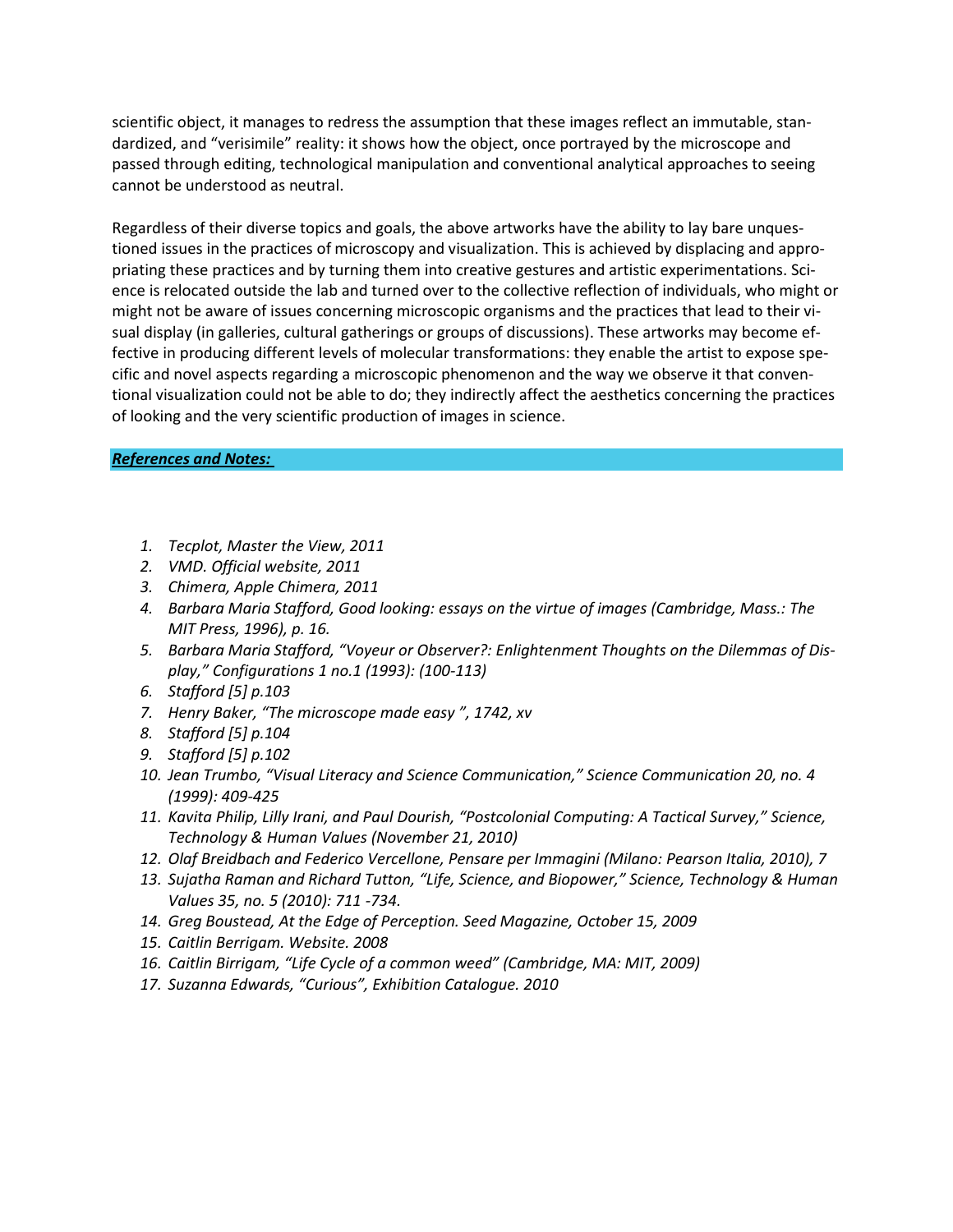scientific object, it manages to redress the assumption that these images reflect an immutable, standardized, and "verisimile" reality: it shows how the object, once portrayed by the microscope and passed through editing, technological manipulation and conventional analytical approaches to seeing cannot be understood as neutral.

Regardless of their diverse topics and goals, the above artworks have the ability to lay bare unquestioned issues in the practices of microscopy and visualization. This is achieved by displacing and appropriating these practices and by turning them into creative gestures and artistic experimentations. Science is relocated outside the lab and turned over to the collective reflection of individuals, who might or might not be aware of issues concerning microscopic organisms and the practices that lead to their visual display (in galleries, cultural gatherings or groups of discussions). These artworks may become effective in producing different levels of molecular transformations: they enable the artist to expose specific and novel aspects regarding a microscopic phenomenon and the way we observe it that conventional visualization could not be able to do; they indirectly affect the aesthetics concerning the practices of looking and the very scientific production of images in science.

## ***References and Notes:***

1. *Tecplot, Master the View, 2011*
2. *VMD. Official website, 2011*
3. *Chimera, Apple Chimera, 2011*
4. *Barbara Maria Stafford, Good looking: essays on the virtue of images (Cambridge, Mass.: The MIT Press, 1996), p. 16.*
5. *Barbara Maria Stafford, "Voyeur or Observer?: Enlightenment Thoughts on the Dilemmas of Display," Configurations 1 no.1 (1993): (100-113)*
6. *Stafford [5] p.103*
7. *Henry Baker, "The microscope made easy ", 1742, xv*
8. *Stafford [5] p.104*
9. *Stafford [5] p.102*
10. *Jean Trumbo, "Visual Literacy and Science Communication," Science Communication 20, no. 4 (1999): 409-425*
11. *Kavita Philip, Lilly Irani, and Paul Dourish, "Postcolonial Computing: A Tactical Survey," Science, Technology & Human Values (November 21, 2010)*
12. *Olaf Breidbach and Federico Vercellone, Pensare per Immagini (Milano: Pearson Italia, 2010), 7*
13. *Sujatha Raman and Richard Tutton, "Life, Science, and Biopower," Science, Technology & Human Values 35, no. 5 (2010): 711 -734.*
14. *Greg Boustead, At the Edge of Perception. Seed Magazine, October 15, 2009*
15. *Caitlin Berrigam. Website. 2008*
16. *Caitlin Birrigam, "Life Cycle of a common weed" (Cambridge, MA: MIT, 2009)*
17. *Suzanna Edwards, "Curious", Exhibition Catalogue. 2010*